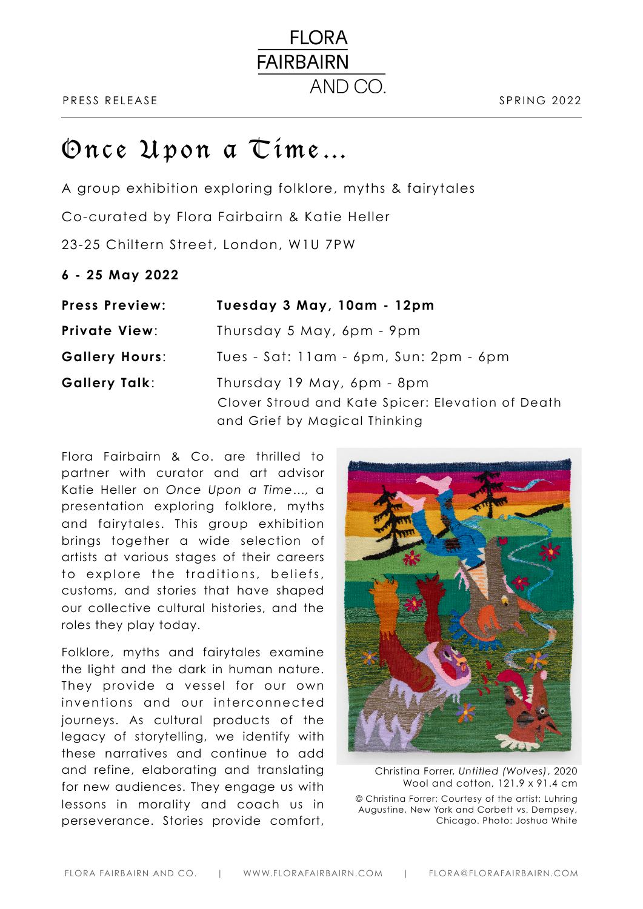FLORA FAIRBAIRN AND CO.

PRESS RELEASE

SPRING 2022

# Once Upon a Time...

A group exhibition exploring folklore, myths & fairytales

Co-curated by Flora Fairbain & Katie Heller

23-25 Chiltern Street, London, W1U 7PW

**6 - 25 May 2022**

| | |
|---|---|
| **Press Preview:** | **Tuesday 3 May, 10am - 12pm** |
| **Private View:** | Thursday 5 May, 6pm - 9pm |
| **Gallery Hours:** | Tues - Sat: 11am - 6pm, Sun: 2pm - 6pm |
| **Gallery Talk:** | Thursday 19 May, 6pm - 8pm<br>Clover Stroud and Kate Spicer: Elevation of Death and Grief by Magical Thinking |

Flora Fairbairn & Co. are thrilled to partner with curator and art advisor Katie Heller on *Once Upon a Time...*, a presentation exploring folklore, myths and fairytales. This group exhibition brings together a wide selection of artists at various stages of their careers to explore the traditions, beliefs, customs, and stories that have shaped our collective cultural histories, and the roles they play today.

Folklore, myths and fairytales examine the light and the dark in human nature. They provide a vessel for our own inventions and our interconnected journeys. As cultural products of the legacy of storytelling, we identify with these narratives and continue to add and refine, elaborating and translating for new audiences. They engage us with lessons in morality and coach us in perseverance. Stories provide comfort,

Christina Forrer, *Untitled (Wolves)*, 2020
Wool and cotton, 121.9 x 91.4 cm

© Christina Forrer; Courtesy of the artist; Luhring Augustine, New York and Corbett vs. Dempsey, Chicago. Photo: Joshua White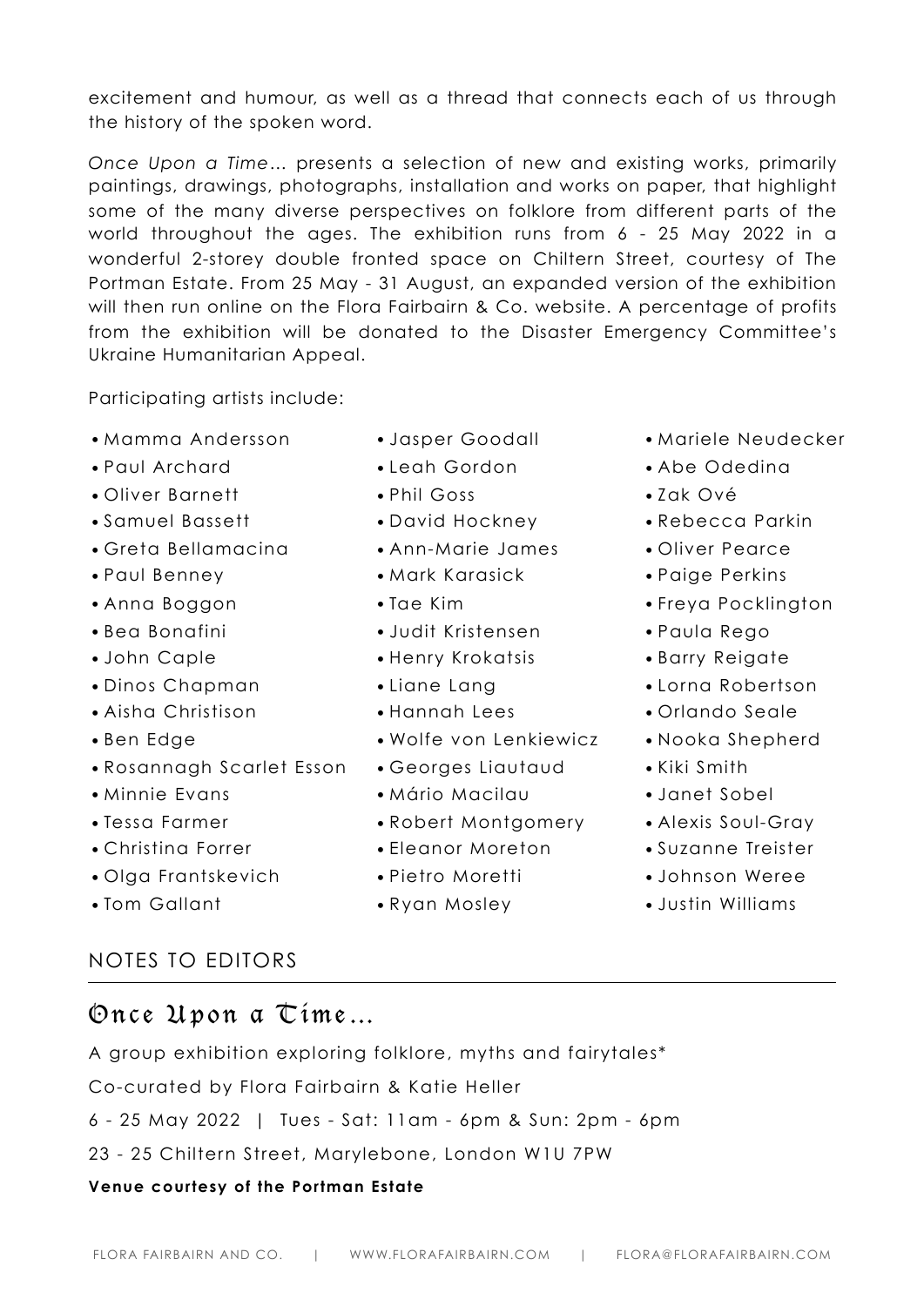excitement and humour, as well as a thread that connects each of us through the history of the spoken word.

*Once Upon a Time…* presents a selection of new and existing works, primarily paintings, drawings, photographs, installation and works on paper, that highlight some of the many diverse perspectives on folklore from different parts of the world throughout the ages. The exhibition runs from 6 - 25 May 2022 in a wonderful 2-storey double fronted space on Chiltern Street, courtesy of The Portman Estate. From 25 May - 31 August, an expanded version of the exhibition will then run online on the Flora Fairbairn & Co. website. A percentage of profits from the exhibition will be donated to the Disaster Emergency Committee's Ukraine Humanitarian Appeal.

Participating artists include:

- Mamma Andersson
- Paul Archard
- Oliver Barnett
- Samuel Bassett
- Greta Bellamacina
- Paul Benney
- Anna Boggon
- Bea Bonafini
- John Caple
- Dinos Chapman
- Aisha Christison
- Ben Edge
- Rosannagh Scarlet Esson
- Minnie Evans
- Tessa Farmer
- Christina Forrer
- Olga Frantskevich
- Tom Gallant
- Jasper Goodall
- Leah Gordon
- Phil Goss
- David Hockney
- Ann-Marie James
- Mark Karasick
- Tae Kim
- Judit Kristensen
- Henry Krokatsis
- Liane Lang
- Hannah Lees
- Wolfe von Lenkiewicz
- Georges Liautaud
- Mário Macilau
- Robert Montgomery
- Eleanor Moreton
- Pietro Moretti
- Ryan Mosley
- Mariele Neudecker
- Abe Odedina
- Zak Ové
- Rebecca Parkin
- Oliver Pearce
- Paige Perkins
- Freya Pocklington
- Paula Rego
- Barry Reigate
- Lorna Robertson
- Orlando Seale
- Nooka Shepherd
- Kiki Smith
- Janet Sobel
- Alexis Soul-Gray
- Suzanne Treister
- Johnson Weree
- Justin Williams

## NOTES TO EDITORS

## Once Upon a Time…

A group exhibition exploring folklore, myths and fairytales*

Co-curated by Flora Fairbairn & Katie Heller

6 - 25 May 2022 | Tues - Sat: 11am - 6pm & Sun: 2pm - 6pm

23 - 25 Chiltern Street, Marylebone, London W1U 7PW

**Venue courtesy of the Portman Estate**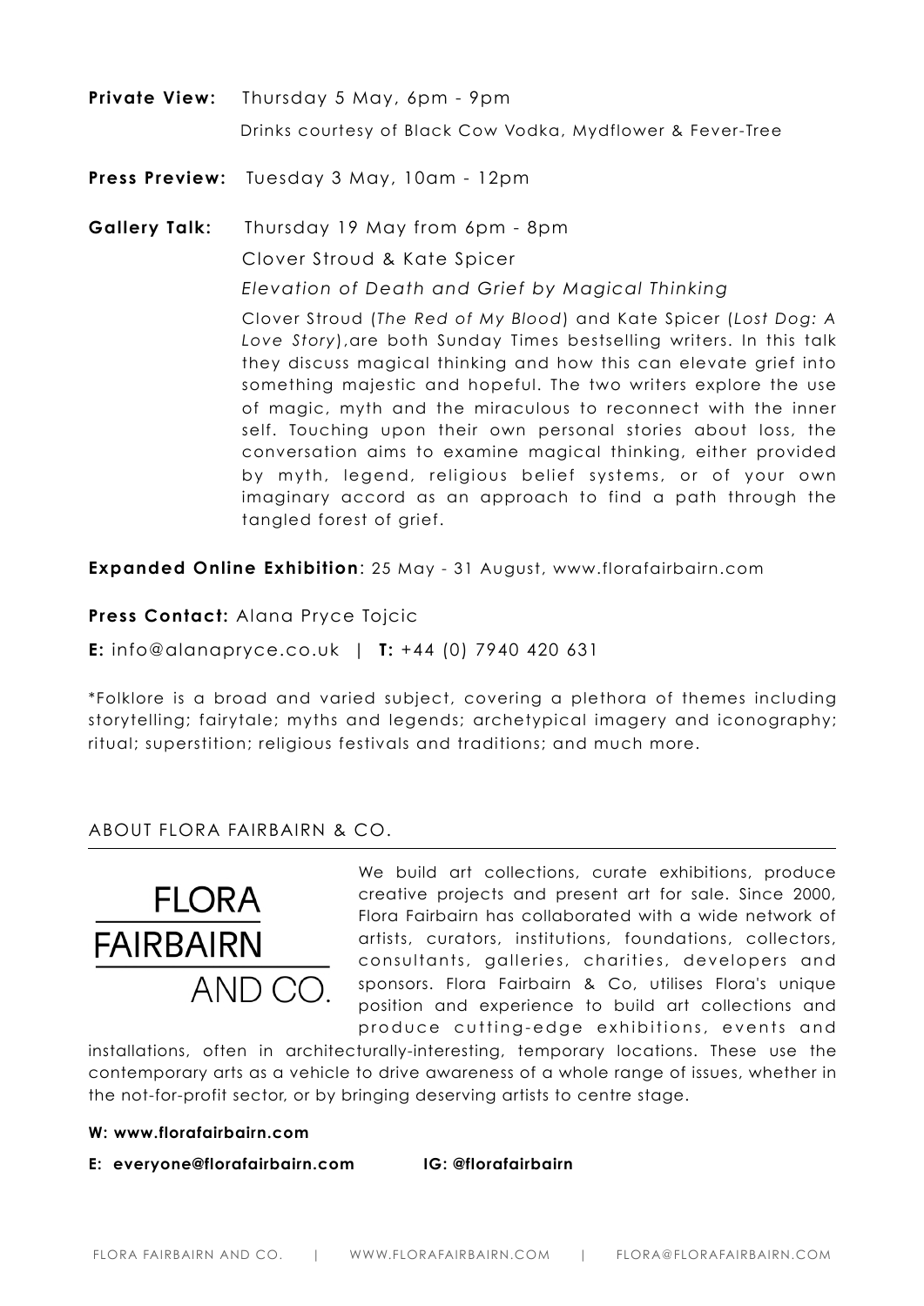**Private View:** Thursday 5 May, 6pm - 9pm

Drinks courtesy of Black Cow Vodka, Mydflower & Fever-Tree

**Press Preview:** Tuesday 3 May, 10am - 12pm

**Gallery Talk:** Thursday 19 May from 6pm - 8pm

Clover Stroud & Kate Spicer

*Elevation of Death and Grief by Magical Thinking*

Clover Stroud (*The Red of My Blood*) and Kate Spicer (*Lost Dog: A Love Story*),are both Sunday Times bestselling writers. In this talk they discuss magical thinking and how this can elevate grief into something majestic and hopeful. The two writers explore the use of magic, myth and the miraculous to reconnect with the inner self. Touching upon their own personal stories about loss, the conversation aims to examine magical thinking, either provided by myth, legend, religious belief systems, or of your own imaginary accord as an approach to find a path through the tangled forest of grief.

**Expanded Online Exhibition**: 25 May - 31 August, www.florafairbairn.com

**Press Contact:** Alana Pryce Tojcic

**E:** info@alanapryce.co.uk | **T:** +44 (0) 7940 420 631

*Folklore is a broad and varied subject, covering a plethora of themes including storytelling; fairytale; myths and legends; archetypical imagery and iconography; ritual; superstition; religious festivals and traditions; and much more.

## ABOUT FLORA FAIRBAIRN & CO.

FLORA FAIRBAIRN AND CO.

We build art collections, curate exhibitions, produce creative projects and present art for sale. Since 2000, Flora Fairbairn has collaborated with a wide network of artists, curators, institutions, foundations, collectors, consultants, galleries, charities, developers and sponsors. Flora Fairbairn & Co, utilises Flora's unique position and experience to build art collections and produce cutting-edge exhibitions, events and installations, often in architecturally-interesting, temporary locations. These use the contemporary arts as a vehicle to drive awareness of a whole range of issues, whether in the not-for-profit sector, or by bringing deserving artists to centre stage.

**W: www.florafairbairn.com**

**E: everyone@florafairbairn.com** **IG: @florafairbairn**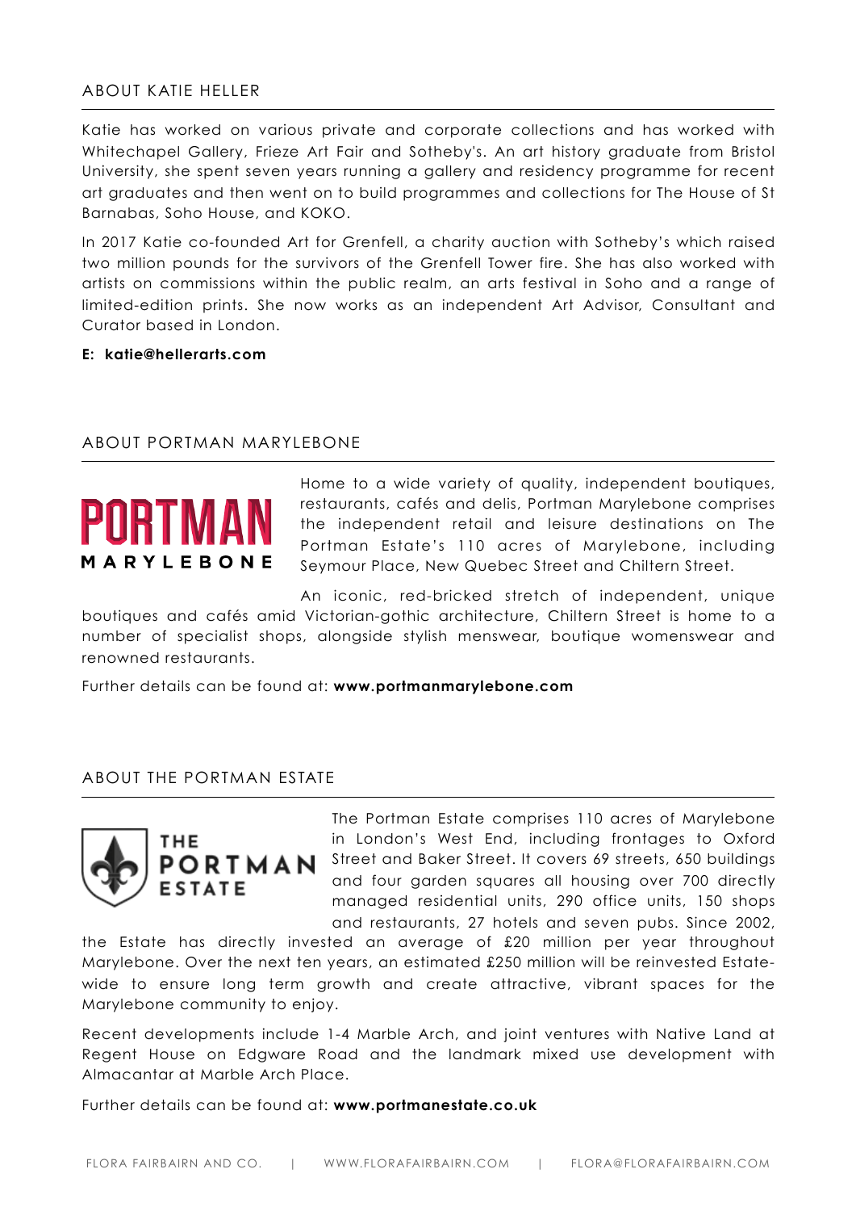## ABOUT KATIE HELLER

Katie has worked on various private and corporate collections and has worked with Whitechapel Gallery, Frieze Art Fair and Sotheby's. An art history graduate from Bristol University, she spent seven years running a gallery and residency programme for recent art graduates and then went on to build programmes and collections for The House of St Barnabas, Soho House, and KOKO.

In 2017 Katie co-founded Art for Grenfell, a charity auction with Sotheby's which raised two million pounds for the survivors of the Grenfell Tower fire. She has also worked with artists on commissions within the public realm, an arts festival in Soho and a range of limited-edition prints. She now works as an independent Art Advisor, Consultant and Curator based in London.

**E: katie@hellerarts.com**

## ABOUT PORTMAN MARYLEBONE

PORTMAN MARYLEBONE

Home to a wide variety of quality, independent boutiques, restaurants, cafés and delis, Portman Marylebone comprises the independent retail and leisure destinations on The Portman Estate's 110 acres of Marylebone, including Seymour Place, New Quebec Street and Chiltern Street.

An iconic, red-bricked stretch of independent, unique boutiques and cafés amid Victorian-gothic architecture, Chiltern Street is home to a number of specialist shops, alongside stylish menswear, boutique womenswear and renowned restaurants.

Further details can be found at: **www.portmanmarylebone.com**

## ABOUT THE PORTMAN ESTATE

THE PORTMAN ESTATE

The Portman Estate comprises 110 acres of Marylebone in London's West End, including frontages to Oxford Street and Baker Street. It covers 69 streets, 650 buildings and four garden squares all housing over 700 directly managed residential units, 290 office units, 150 shops and restaurants, 27 hotels and seven pubs. Since 2002, the Estate has directly invested an average of £20 million per year throughout Marylebone. Over the next ten years, an estimated £250 million will be reinvested Estate-wide to ensure long term growth and create attractive, vibrant spaces for the Marylebone community to enjoy.

Recent developments include 1-4 Marble Arch, and joint ventures with Native Land at Regent House on Edgware Road and the landmark mixed use development with Almacantar at Marble Arch Place.

Further details can be found at: **www.portmanestate.co.uk**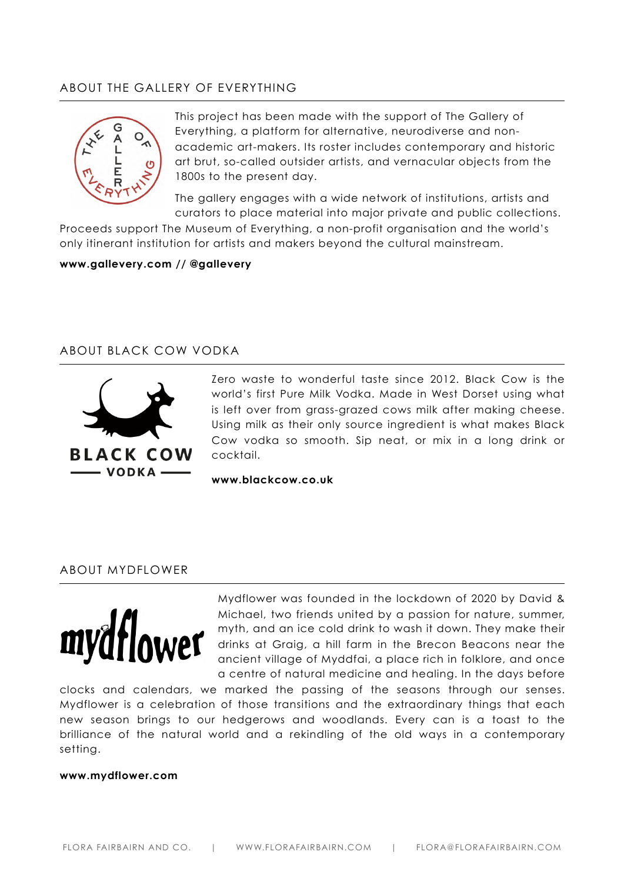## ABOUT THE GALLERY OF EVERYTHING

This project has been made with the support of The Gallery of Everything, a platform for alternative, neurodiverse and non-academic art-makers. Its roster includes contemporary and historic art brut, so-called outsider artists, and vernacular objects from the 1800s to the present day.

The gallery engages with a wide network of institutions, artists and curators to place material into major private and public collections. Proceeds support The Museum of Everything, a non-profit organisation and the world's only itinerant institution for artists and makers beyond the cultural mainstream.

**www.gallevery.com // @gallevery**

## ABOUT BLACK COW VODKA

Zero waste to wonderful taste since 2012. Black Cow is the world's first Pure Milk Vodka. Made in West Dorset using what is left over from grass-grazed cows milk after making cheese. Using milk as their only source ingredient is what makes Black Cow vodka so smooth. Sip neat, or mix in a long drink or cocktail.

**www.blackcow.co.uk**

## ABOUT MYDFLOWER

Mydflower was founded in the lockdown of 2020 by David & Michael, two friends united by a passion for nature, summer, myth, and an ice cold drink to wash it down. They make their drinks at Graig, a hill farm in the Brecon Beacons near the ancient village of Myddfai, a place rich in folklore, and once a centre of natural medicine and healing. In the days before clocks and calendars, we marked the passing of the seasons through our senses. Mydflower is a celebration of those transitions and the extraordinary things that each new season brings to our hedgerows and woodlands. Every can is a toast to the brilliance of the natural world and a rekindling of the old ways in a contemporary setting.

**www.mydflower.com**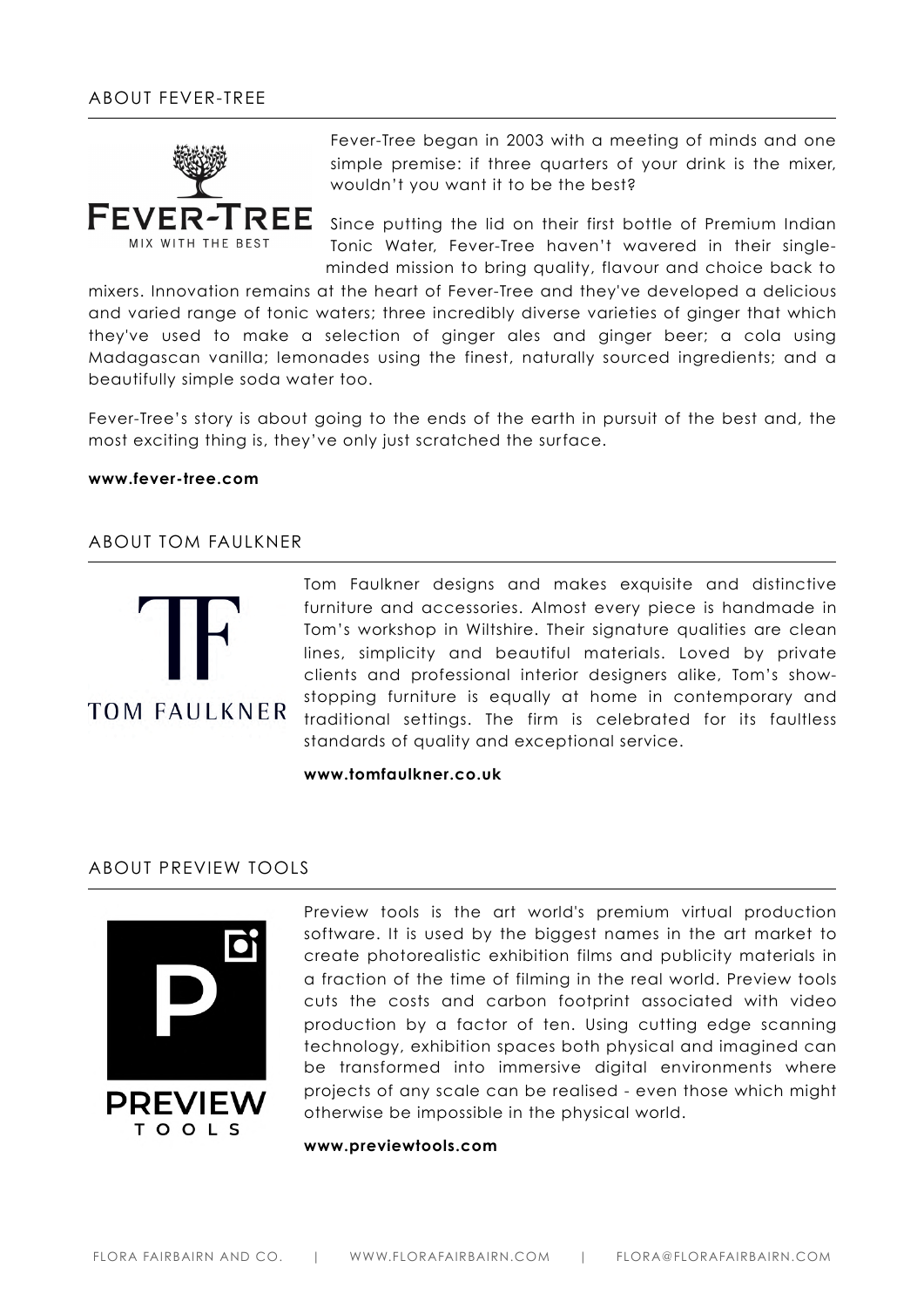## ABOUT FEVER-TREE

Fever-Tree began in 2003 with a meeting of minds and one simple premise: if three quarters of your drink is the mixer, wouldn't you want it to be the best?

Since putting the lid on their first bottle of Premium Indian Tonic Water, Fever-Tree haven't wavered in their single-minded mission to bring quality, flavour and choice back to mixers. Innovation remains at the heart of Fever-Tree and they've developed a delicious and varied range of tonic waters; three incredibly diverse varieties of ginger that which they've used to make a selection of ginger ales and ginger beer; a cola using Madagascan vanilla; lemonades using the finest, naturally sourced ingredients; and a beautifully simple soda water too.

Fever-Tree's story is about going to the ends of the earth in pursuit of the best and, the most exciting thing is, they've only just scratched the surface.

**www.fever-tree.com**

## ABOUT TOM FAULKNER

Tom Faulkner designs and makes exquisite and distinctive furniture and accessories. Almost every piece is handmade in Tom's workshop in Wiltshire. Their signature qualities are clean lines, simplicity and beautiful materials. Loved by private clients and professional interior designers alike, Tom's show-stopping furniture is equally at home in contemporary and traditional settings. The firm is celebrated for its faultless standards of quality and exceptional service.

**www.tomfaulkner.co.uk**

## ABOUT PREVIEW TOOLS

Preview tools is the art world's premium virtual production software. It is used by the biggest names in the art market to create photorealistic exhibition films and publicity materials in a fraction of the time of filming in the real world. Preview tools cuts the costs and carbon footprint associated with video production by a factor of ten. Using cutting edge scanning technology, exhibition spaces both physical and imagined can be transformed into immersive digital environments where projects of any scale can be realised - even those which might otherwise be impossible in the physical world.

**www.previewtools.com**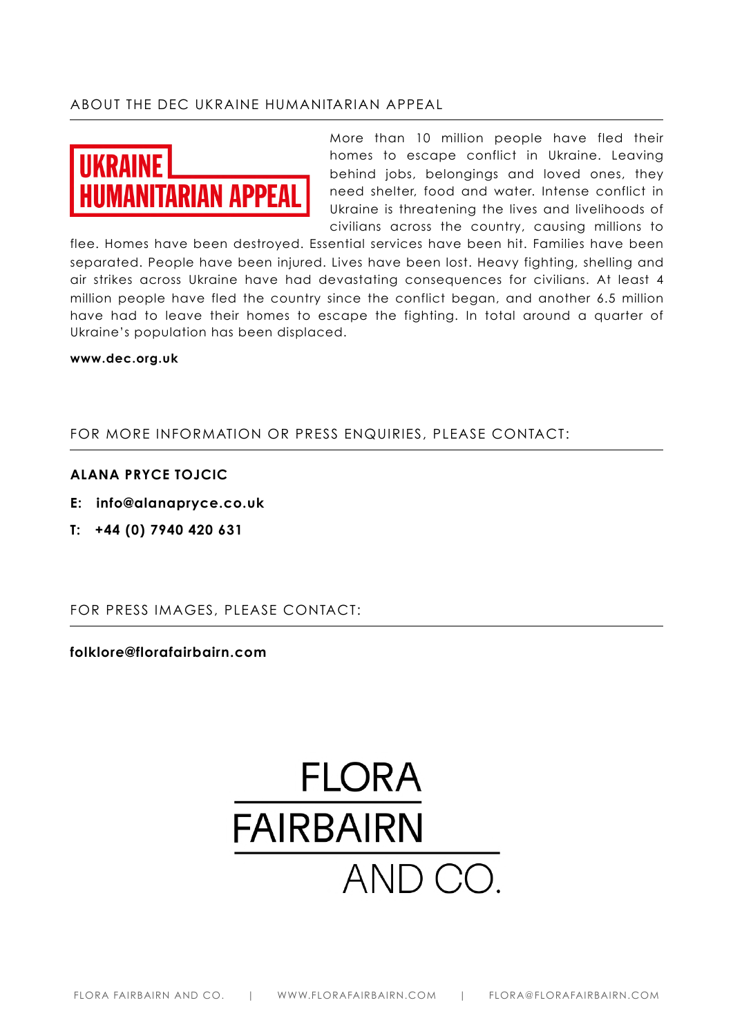## ABOUT THE DEC UKRAINE HUMANITARIAN APPEAL

UKRAINE HUMANITARIAN APPEAL

More than 10 million people have fled their homes to escape conflict in Ukraine. Leaving behind jobs, belongings and loved ones, they need shelter, food and water. Intense conflict in Ukraine is threatening the lives and livelihoods of civilians across the country, causing millions to flee. Homes have been destroyed. Essential services have been hit. Families have been separated. People have been injured. Lives have been lost. Heavy fighting, shelling and air strikes across Ukraine have had devastating consequences for civilians. At least 4 million people have fled the country since the conflict began, and another 6.5 million have had to leave their homes to escape the fighting. In total around a quarter of Ukraine's population has been displaced.

**www.dec.org.uk**

## FOR MORE INFORMATION OR PRESS ENQUIRIES, PLEASE CONTACT:

**ALANA PRYCE TOJCIC**

**E: info@alanapryce.co.uk**

**T: +44 (0) 7940 420 631**

## FOR PRESS IMAGES, PLEASE CONTACT:

**folklore@florafairbairn.com**

FLORA FAIRBAIRN AND CO.

FLORA FAIRBAIRN AND CO. | WWW.FLORAFAIRBAIRN.COM | FLORA@FLORAFAIRBAIRN.COM